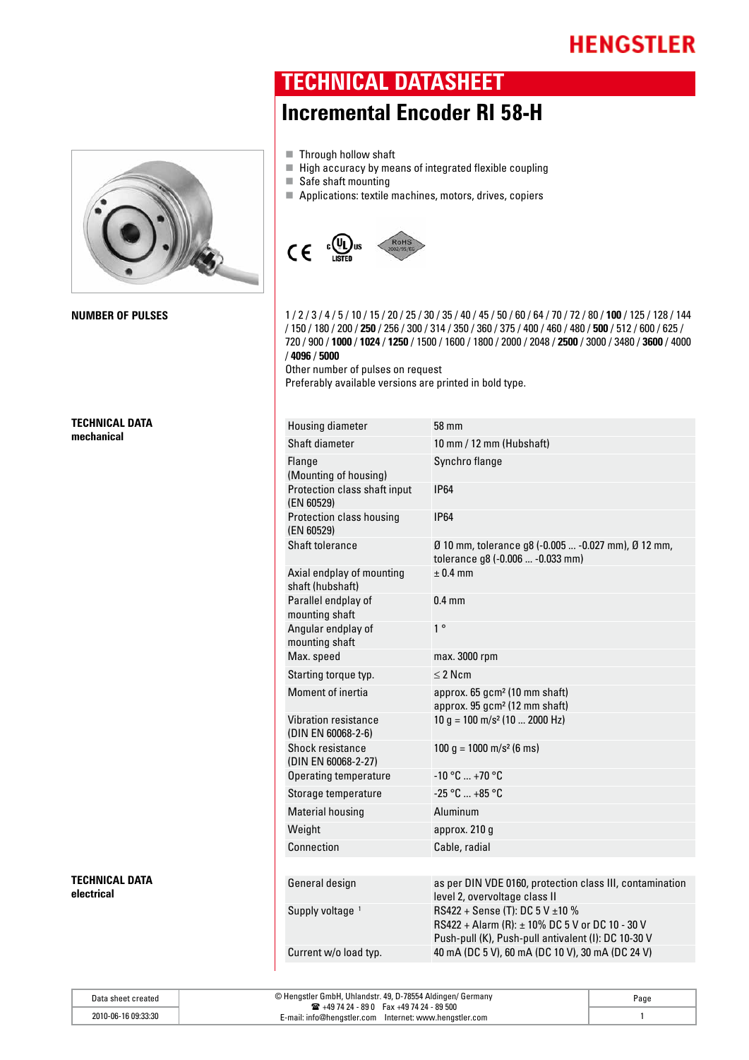HENGSTLER

# TECHNICAL DATASHEET

## Incremental Encoder RI 58-H

- Through hollow shaft
- High accuracy by means of integrated flexible coupling
- Safe shaft mounting
- Applications: textile machines, motors, drives, copiers

### NUMBER OF PULSES

1 / 2 / 3 / 4 / 5 / 10 / 15 / 20 / 25 / 30 / 35 / 40 / 45 / 50 / 60 / 64 / 70 / 72 / 80 / **100** / 125 / 128 / 144 / 150 / 180 / 200 / **250** / 256 / 300 / 314 / 350 / 360 / 375 / 400 / 460 / 480 / **500** / 512 / 600 / 625 / 720 / 900 / **1000** / **1024** / **1250** / 1500 / 1600 / 1800 / 2000 / 2048 / **2500** / 3000 / 3480 / **3600** / 4000 / **4096** / **5000**

Other number of pulses on request

Preferably available versions are printed in bold type.

### TECHNICAL DATA mechanical

| | |
|---|---|
| Housing diameter | 58 mm |
| Shaft diameter | 10 mm / 12 mm (Hubshaft) |
| Flange (Mounting of housing) | Synchro flange |
| Protection class shaft input (EN 60529) | IP64 |
| Protection class housing (EN 60529) | IP64 |
| Shaft tolerance | Ø 10 mm, tolerance g8 (-0.005 ... -0.027 mm), Ø 12 mm, tolerance g8 (-0.006 ... -0.033 mm) |
| Axial endplay of mounting shaft (hubshaft) | ± 0.4 mm |
| Parallel endplay of mounting shaft | 0.4 mm |
| Angular endplay of mounting shaft | 1 ° |
| Max. speed | max. 3000 rpm |
| Starting torque typ. | ≤ 2 Ncm |
| Moment of inertia | approx. 65 gcm² (10 mm shaft)<br>approx. 95 gcm² (12 mm shaft) |
| Vibration resistance (DIN EN 60068-2-6) | 10 g = 100 m/s² (10 ... 2000 Hz) |
| Shock resistance (DIN EN 60068-2-27) | 100 g = 1000 m/s² (6 ms) |
| Operating temperature | -10 °C ... +70 °C |
| Storage temperature | -25 °C ... +85 °C |
| Material housing | Aluminum |
| Weight | approx. 210 g |
| Connection | Cable, radial |

### TECHNICAL DATA electrical

| | |
|---|---|
| General design | as per DIN VDE 0160, protection class III, contamination level 2, overvoltage class II |
| Supply voltage [1] | RS422 + Sense (T): DC 5 V ±10 %<br>RS422 + Alarm (R): ± 10% DC 5 V or DC 10 - 30 V<br>Push-pull (K), Push-pull antivalent (I): DC 10-30 V |
| Current w/o load typ. | 40 mA (DC 5 V), 60 mA (DC 10 V), 30 mA (DC 24 V) |

| Data sheet created | © Hengstler GmbH, Uhlandstr. 49, D-78554 Aldingen/ Germany<br>☎ +49 74 24 - 89 0 Fax +49 74 24 - 89 500<br>E-mail: info@hengstler.com Internet: www.hengstler.com | Page |
|---|---|---|
| 2010-06-16 09:33:30 | | 1 |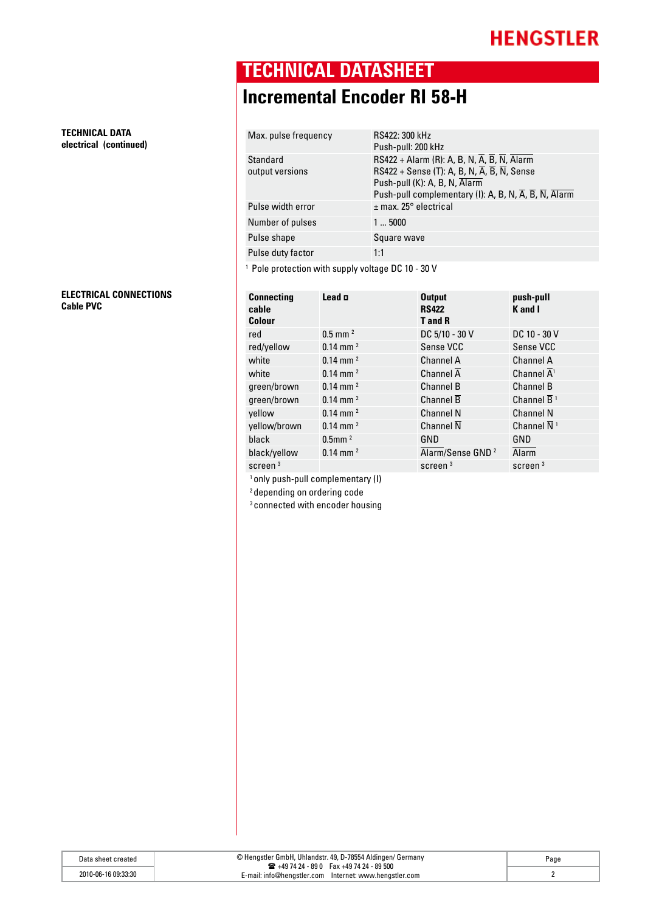# TECHNICAL DATASHEET

## Incremental Encoder RI 58-H

**TECHNICAL DATA**
**electrical (continued)**

| | |
|---|---|
| Max. pulse frequency | RS422: 300 kHz<br>Push-pull: 200 kHz |
| Standard output versions | RS422 + Alarm (R): A, B, N, $\overline{A}$, $\overline{B}$, $\overline{N}$, $\overline{Alarm}$<br>RS422 + Sense (T): A, B, N, $\overline{A}$, $\overline{B}$, $\overline{N}$, Sense<br>Push-pull (K): A, B, N, $\overline{Alarm}$<br>Push-pull complementary (I): A, B, N, $\overline{A}$, $\overline{B}$, $\overline{N}$, $\overline{Alarm}$ |
| Pulse width error | ± max. 25° electrical |
| Number of pulses | 1 ... 5000 |
| Pulse shape | Square wave |
| Pulse duty factor | 1:1 |

[1] Pole protection with supply voltage DC 10 - 30 V

**ELECTRICAL CONNECTIONS**
**Cable PVC**

| Connecting cable Colour | Lead ◘ | Output RS422 T and R | push-pull K and I |
|---|---|---|---|
| red | 0.5 mm [2] | DC 5/10 - 30 V | DC 10 - 30 V |
| red/yellow | 0.14 mm [2] | Sense VCC | Sense VCC |
| white | 0.14 mm [2] | Channel A | Channel A |
| white | 0.14 mm [2] | Channel $\overline{A}$ | Channel $\overline{A}$[1] |
| green/brown | 0.14 mm [2] | Channel B | Channel B |
| green/brown | 0.14 mm [2] | Channel $\overline{B}$ | Channel $\overline{B}$ [1] |
| yellow | 0.14 mm [2] | Channel N | Channel N |
| yellow/brown | 0.14 mm [2] | Channel $\overline{N}$ | Channel $\overline{N}$ [1] |
| black | 0.5mm [2] | GND | GND |
| black/yellow | 0.14 mm [2] | $\overline{Alarm}$/Sense GND [2] | $\overline{Alarm}$ |
| screen [3] | | screen [3] | screen [3] |

[1] only push-pull complementary (I)
[2] depending on ordering code
[3] connected with encoder housing

| Data sheet created | © Hengstler GmbH, Uhlandstr. 49, D-78554 Aldingen/ Germany<br>☎ +49 74 24 - 89 0 Fax +49 74 24 - 89 500<br>E-mail: info@hengstler.com Internet: www.hengstler.com | Page |
|---|---|---|
| 2010-06-16 09:33:30 | | 2 |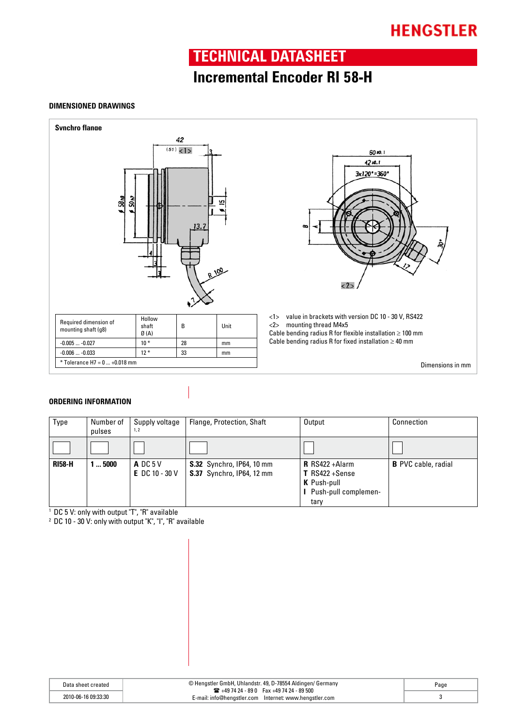## TECHNICAL DATASHEET

# Incremental Encoder RI 58-H

### DIMENSIONED DRAWINGS

**Synchro flange**

| Required dimension of mounting shaft (g8) | Hollow shaft Ø (A) | B | Unit |
|---|---|---|---|
| -0.005 ... -0.027 | 10 * | 28 | mm |
| -0.006 ... -0.033 | 12 * | 33 | mm |
| * Tolerance H7 = 0 ... +0.018 mm | | | |

<1> value in brackets with version DC 10 - 30 V, RS422
<2> mounting thread M4x5
Cable bending radius R for flexible installation ≥ 100 mm
Cable bending radius R for fixed installation ≥ 40 mm

Dimensions in mm

### ORDERING INFORMATION

| Type | Number of pulses | Supply voltage [1,2] | Flange, Protection, Shaft | Output | Connection |
|---|---|---|---|---|---|
| | | | | | |
| **RI58-H** | **1 ... 5000** | **A** DC 5 V<br>**E** DC 10 - 30 V | **S.32** Synchro, IP64, 10 mm<br>**S.37** Synchro, IP64, 12 mm | **R** RS422 +Alarm<br>**T** RS422 +Sense<br>**K** Push-pull<br>**I** Push-pull complementary | **B** PVC cable, radial |

[1] DC 5 V: only with output "T", "R" available
[2] DC 10 - 30 V: only with output "K", "I", "R" available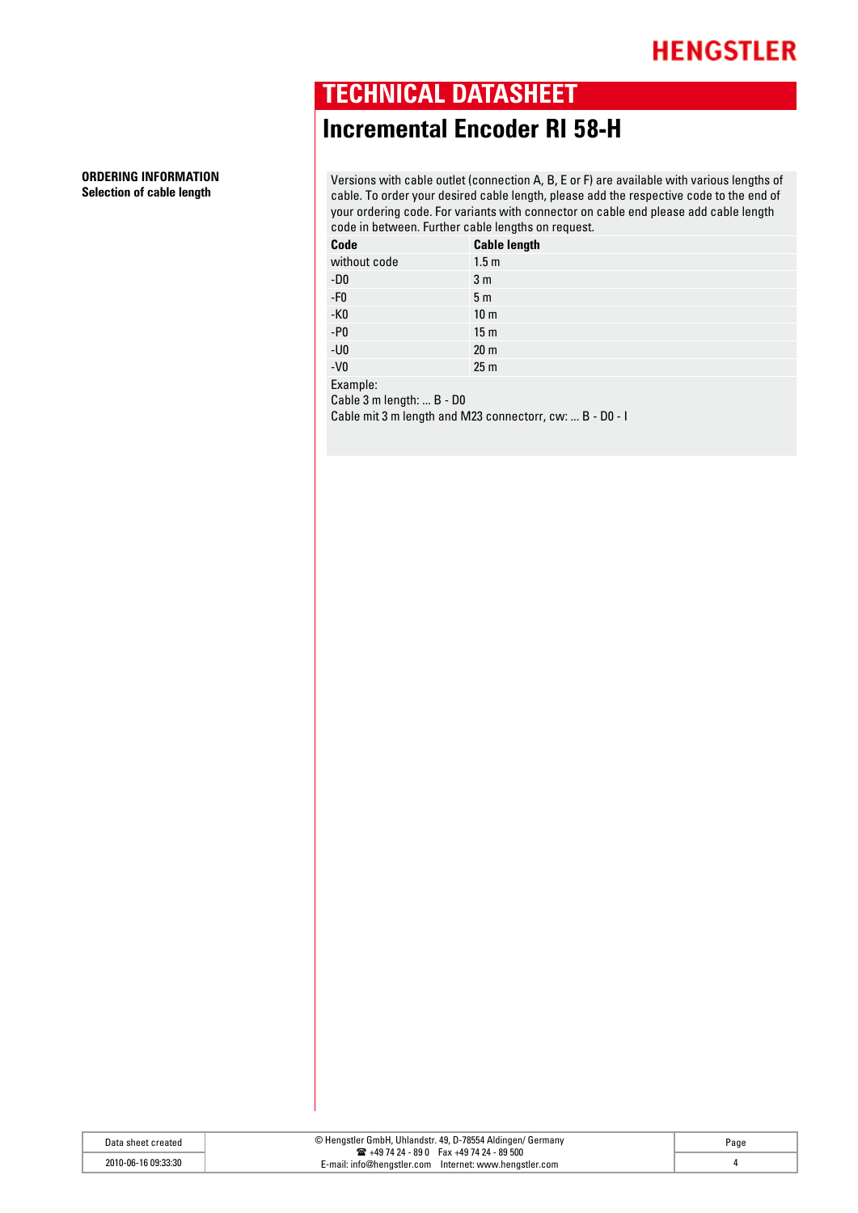**TECHNICAL DATASHEET**

# Incremental Encoder RI 58-H

## ORDERING INFORMATION

### Selection of cable length

Versions with cable outlet (connection A, B, E or F) are available with various lengths of cable. To order your desired cable length, please add the respective code to the end of your ordering code. For variants with connector on cable end please add cable length code in between. Further cable lengths on request.

| Code | Cable length |
|---|---|
| without code | 1.5 m |
| -D0 | 3 m |
| -F0 | 5 m |
| -K0 | 10 m |
| -P0 | 15 m |
| -U0 | 20 m |
| -V0 | 25 m |

Example:
Cable 3 m length: ... B - D0
Cable mit 3 m length and M23 connectorr, cw: ... B - D0 - I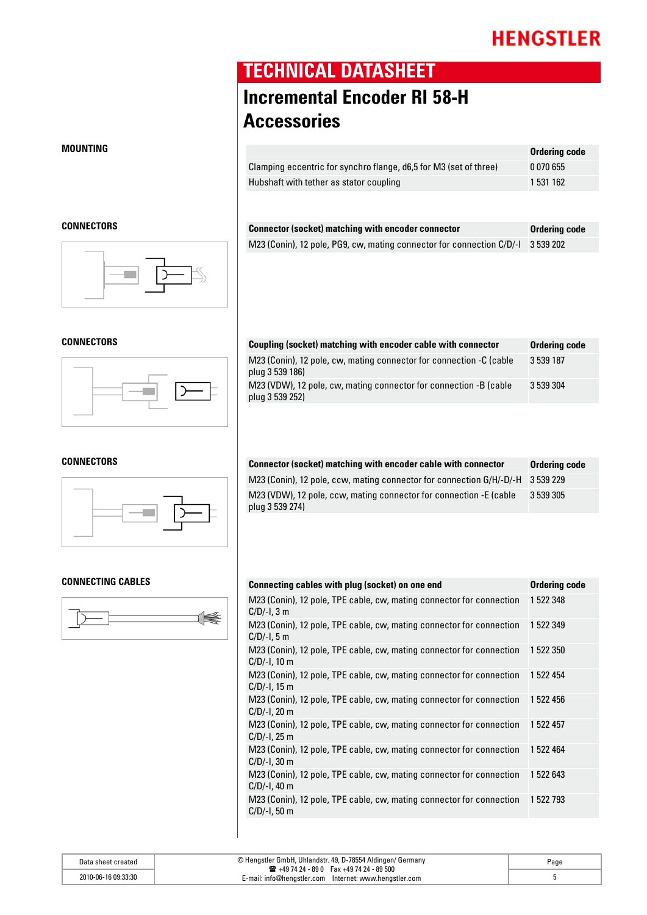HENGSTLER

# TECHNICAL DATASHEET

## Incremental Encoder RI 58-H
## Accessories

### MOUNTING

| | Ordering code |
|---|---|
| Clamping eccentric for synchro flange, d6,5 for M3 (set of three) | 0 070 655 |
| Hubshaft with tether as stator coupling | 1 531 162 |

### CONNECTORS

| Connector (socket) matching with encoder connector | Ordering code |
|---|---|
| M23 (Conin), 12 pole, PG9, cw, mating connector for connection C/D/-I | 3 539 202 |

### CONNECTORS

| Coupling (socket) matching with encoder cable with connector | Ordering code |
|---|---|
| M23 (Conin), 12 pole, cw, mating connector for connection -C (cable plug 3 539 186) | 3 539 187 |
| M23 (VDW), 12 pole, cw, mating connector for connection -B (cable plug 3 539 252) | 3 539 304 |

### CONNECTORS

| Connector (socket) matching with encoder cable with connector | Ordering code |
|---|---|
| M23 (Conin), 12 pole, ccw, mating connector for connection G/H/-D/-H | 3 539 229 |
| M23 (VDW), 12 pole, ccw, mating connector for connection -E (cable plug 3 539 274) | 3 539 305 |

### CONNECTING CABLES

| Connecting cables with plug (socket) on one end | Ordering code |
|---|---|
| M23 (Conin), 12 pole, TPE cable, cw, mating connector for connection C/D/-I, 3 m | 1 522 348 |
| M23 (Conin), 12 pole, TPE cable, cw, mating connector for connection C/D/-I, 5 m | 1 522 349 |
| M23 (Conin), 12 pole, TPE cable, cw, mating connector for connection C/D/-I, 10 m | 1 522 350 |
| M23 (Conin), 12 pole, TPE cable, cw, mating connector for connection C/D/-I, 15 m | 1 522 454 |
| M23 (Conin), 12 pole, TPE cable, cw, mating connector for connection C/D/-I, 20 m | 1 522 456 |
| M23 (Conin), 12 pole, TPE cable, cw, mating connector for connection C/D/-I, 25 m | 1 522 457 |
| M23 (Conin), 12 pole, TPE cable, cw, mating connector for connection C/D/-I, 30 m | 1 522 464 |
| M23 (Conin), 12 pole, TPE cable, cw, mating connector for connection C/D/-I, 40 m | 1 522 643 |
| M23 (Conin), 12 pole, TPE cable, cw, mating connector for connection C/D/-I, 50 m | 1 522 793 |

| Data sheet created | © Hengstler GmbH, Uhlandstr. 49, D-78554 Aldingen/ Germany ☎ +49 74 24 - 89 0 Fax +49 74 24 - 89 500 E-mail: info@hengstler.com Internet: www.hengstler.com | Page |
|---|---|---|
| 2010-06-16 09:33:30 | | 5 |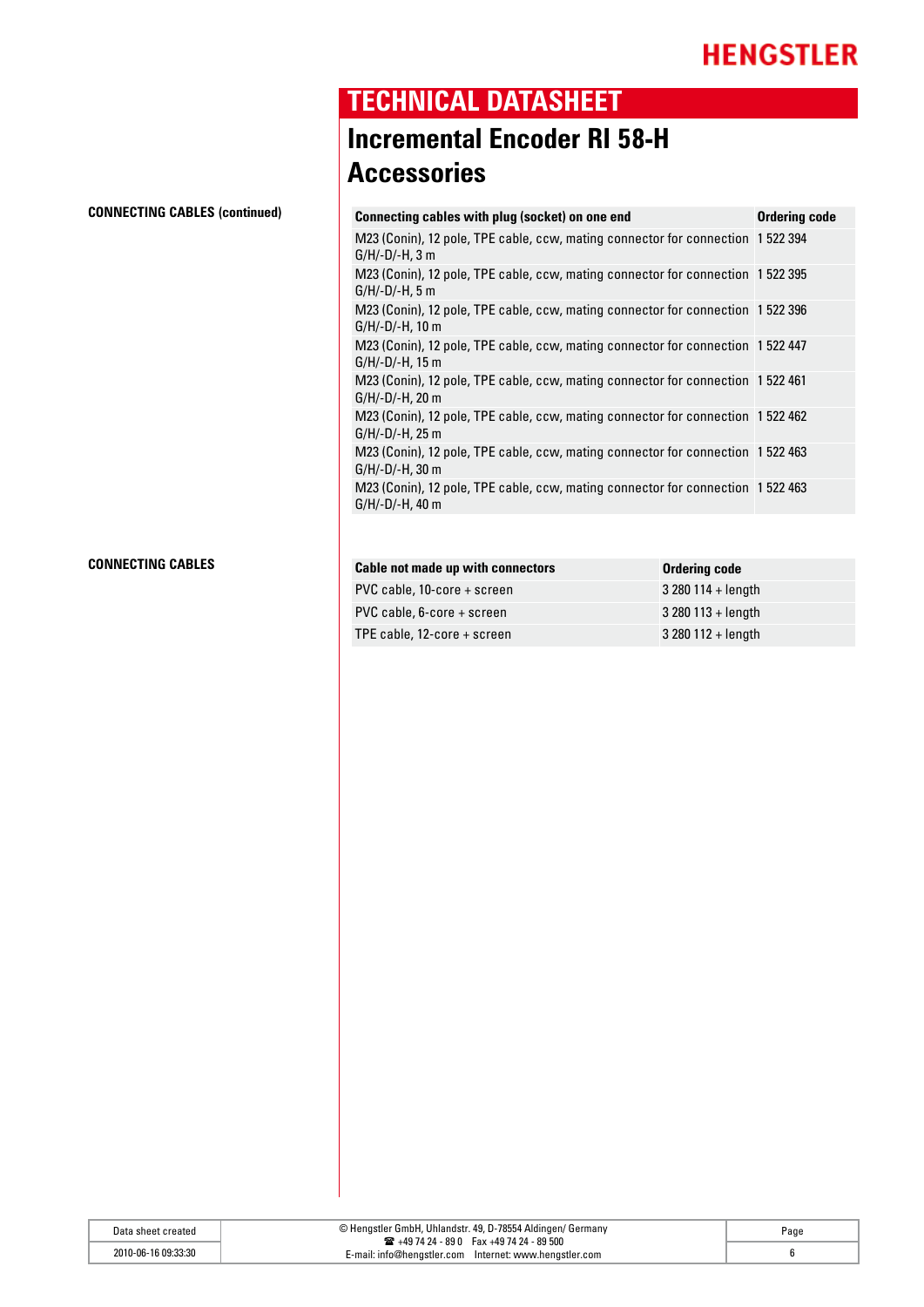# TECHNICAL DATASHEET

# Incremental Encoder RI 58-H Accessories

**CONNECTING CABLES (continued)**

| Connecting cables with plug (socket) on one end | Ordering code |
|---|---|
| M23 (Conin), 12 pole, TPE cable, ccw, mating connector for connection G/H/-D/-H, 3 m | 1 522 394 |
| M23 (Conin), 12 pole, TPE cable, ccw, mating connector for connection G/H/-D/-H, 5 m | 1 522 395 |
| M23 (Conin), 12 pole, TPE cable, ccw, mating connector for connection G/H/-D/-H, 10 m | 1 522 396 |
| M23 (Conin), 12 pole, TPE cable, ccw, mating connector for connection G/H/-D/-H, 15 m | 1 522 447 |
| M23 (Conin), 12 pole, TPE cable, ccw, mating connector for connection G/H/-D/-H, 20 m | 1 522 461 |
| M23 (Conin), 12 pole, TPE cable, ccw, mating connector for connection G/H/-D/-H, 25 m | 1 522 462 |
| M23 (Conin), 12 pole, TPE cable, ccw, mating connector for connection G/H/-D/-H, 30 m | 1 522 463 |
| M23 (Conin), 12 pole, TPE cable, ccw, mating connector for connection G/H/-D/-H, 40 m | 1 522 463 |

**CONNECTING CABLES**

| Cable not made up with connectors | Ordering code |
|---|---|
| PVC cable, 10-core + screen | 3 280 114 + length |
| PVC cable, 6-core + screen | 3 280 113 + length |
| TPE cable, 12-core + screen | 3 280 112 + length |

| Data sheet created | © Hengstler GmbH, Uhlandstr. 49, D-78554 Aldingen/ Germany ☎ +49 74 24 - 89 0 Fax +49 74 24 - 89 500 E-mail: info@hengstler.com Internet: www.hengstler.com |
|---|---|
| 2010-06-16 09:33:30 | |